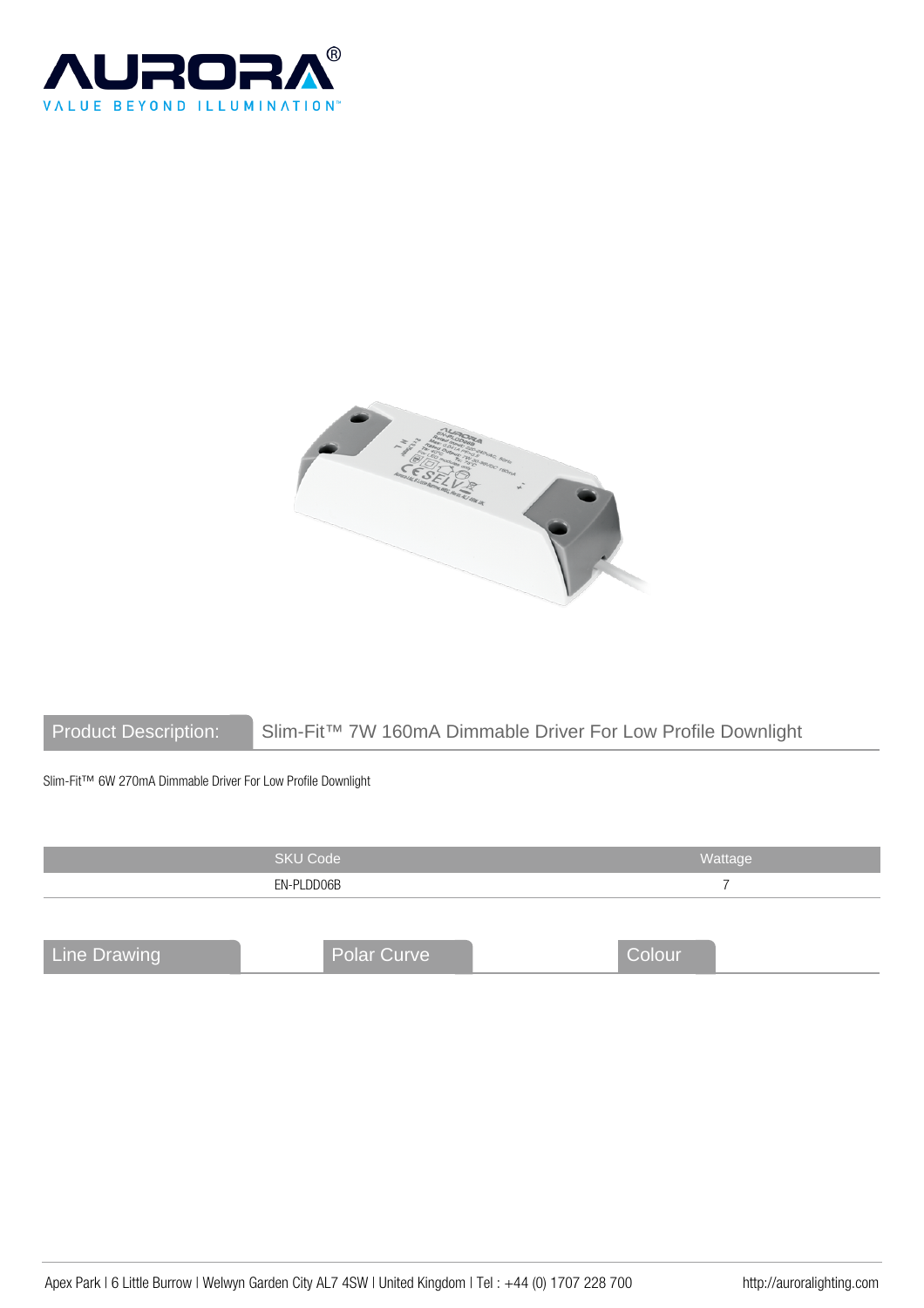# AURORA®

VALUE BEYOND ILLUMINATION™

**Product Description:** Slim-Fit™ 7W 160mA Dimmable Driver For Low Profile Downlight

Slim-Fit™ 6W 270mA Dimmable Driver For Low Profile Downlight

| SKU Code | Wattage |
| --- | --- |
| EN-PLDD06B | 7 |

## Line Drawing

## Polar Curve

## Colour

Apex Park | 6 Little Burrow | Welwyn Garden City AL7 4SW | United Kingdom | Tel : +44 (0) 1707 228 700 http://auroralighting.com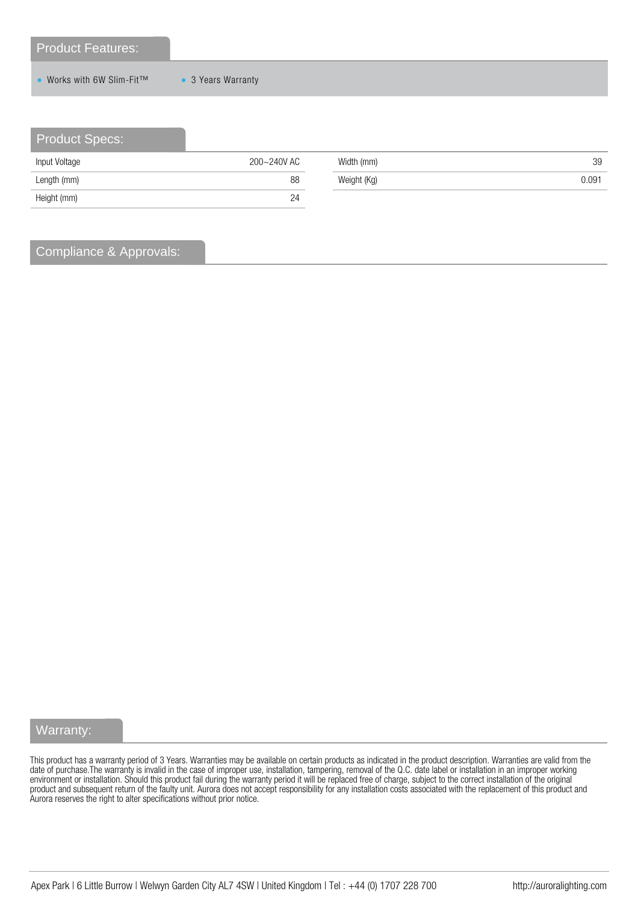## Product Features:

- Works with 6W Slim-Fit™
- 3 Years Warranty

## Product Specs:

| | | | |
|---|---|---|---|
| Input Voltage | 200~240V AC | Width (mm) | 39 |
| Length (mm) | 88 | Weight (Kg) | 0.091 |
| Height (mm) | 24 | | |

## Compliance & Approvals:

## Warranty:

This product has a warranty period of 3 Years. Warranties may be available on certain products as indicated in the product description. Warranties are valid from the date of purchase.The warranty is invalid in the case of improper use, installation, tampering, removal of the Q.C. date label or installation in an improper working environment or installation. Should this product fail during the warranty period it will be replaced free of charge, subject to the correct installation of the original product and subsequent return of the faulty unit. Aurora does not accept responsibility for any installation costs associated with the replacement of this product and Aurora reserves the right to alter specifications without prior notice.

Apex Park | 6 Little Burrow | Welwyn Garden City AL7 4SW | United Kingdom | Tel : +44 (0) 1707 228 700 http://auroralighting.com